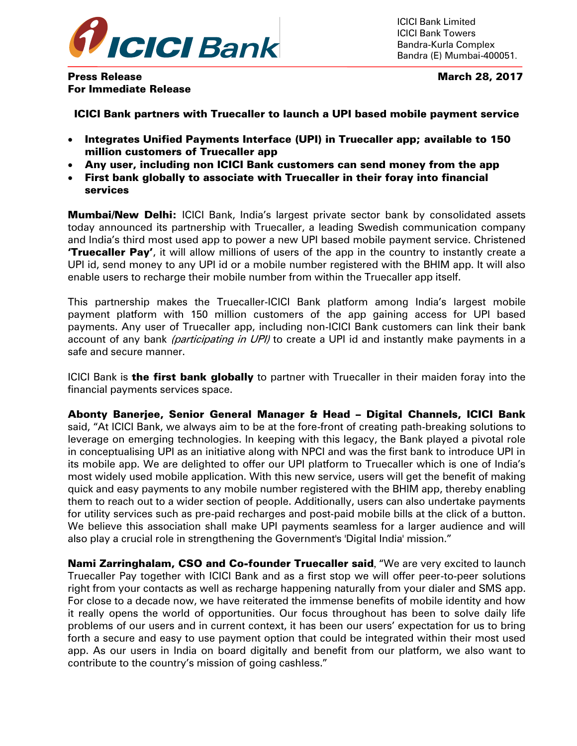ICICI Bank Limited
ICICI Bank Towers
Bandra-Kurla Complex
Bandra (E) Mumbai-400051.

**Press Release**
**For Immediate Release**

**March 28, 2017**

## ICICI Bank partners with Truecaller to launch a UPI based mobile payment service

- **Integrates Unified Payments Interface (UPI) in Truecaller app; available to 150 million customers of Truecaller app**
- **Any user, including non ICICI Bank customers can send money from the app**
- **First bank globally to associate with Truecaller in their foray into financial services**

**Mumbai/New Delhi:** ICICI Bank, India's largest private sector bank by consolidated assets today announced its partnership with Truecaller, a leading Swedish communication company and India's third most used app to power a new UPI based mobile payment service. Christened **'Truecaller Pay'**, it will allow millions of users of the app in the country to instantly create a UPI id, send money to any UPI id or a mobile number registered with the BHIM app. It will also enable users to recharge their mobile number from within the Truecaller app itself.

This partnership makes the Truecaller-ICICI Bank platform among India's largest mobile payment platform with 150 million customers of the app gaining access for UPI based payments. Any user of Truecaller app, including non-ICICI Bank customers can link their bank account of any bank *(participating in UPI)* to create a UPI id and instantly make payments in a safe and secure manner.

ICICI Bank is **the first bank globally** to partner with Truecaller in their maiden foray into the financial payments services space.

**Abonty Banerjee, Senior General Manager & Head – Digital Channels, ICICI Bank** said, "At ICICI Bank, we always aim to be at the fore-front of creating path-breaking solutions to leverage on emerging technologies. In keeping with this legacy, the Bank played a pivotal role in conceptualising UPI as an initiative along with NPCI and was the first bank to introduce UPI in its mobile app. We are delighted to offer our UPI platform to Truecaller which is one of India's most widely used mobile application. With this new service, users will get the benefit of making quick and easy payments to any mobile number registered with the BHIM app, thereby enabling them to reach out to a wider section of people. Additionally, users can also undertake payments for utility services such as pre-paid recharges and post-paid mobile bills at the click of a button. We believe this association shall make UPI payments seamless for a larger audience and will also play a crucial role in strengthening the Government's 'Digital India' mission."

**Nami Zarringhalam, CSO and Co-founder Truecaller said**, "We are very excited to launch Truecaller Pay together with ICICI Bank and as a first stop we will offer peer-to-peer solutions right from your contacts as well as recharge happening naturally from your dialer and SMS app. For close to a decade now, we have reiterated the immense benefits of mobile identity and how it really opens the world of opportunities. Our focus throughout has been to solve daily life problems of our users and in current context, it has been our users' expectation for us to bring forth a secure and easy to use payment option that could be integrated within their most used app. As our users in India on board digitally and benefit from our platform, we also want to contribute to the country's mission of going cashless."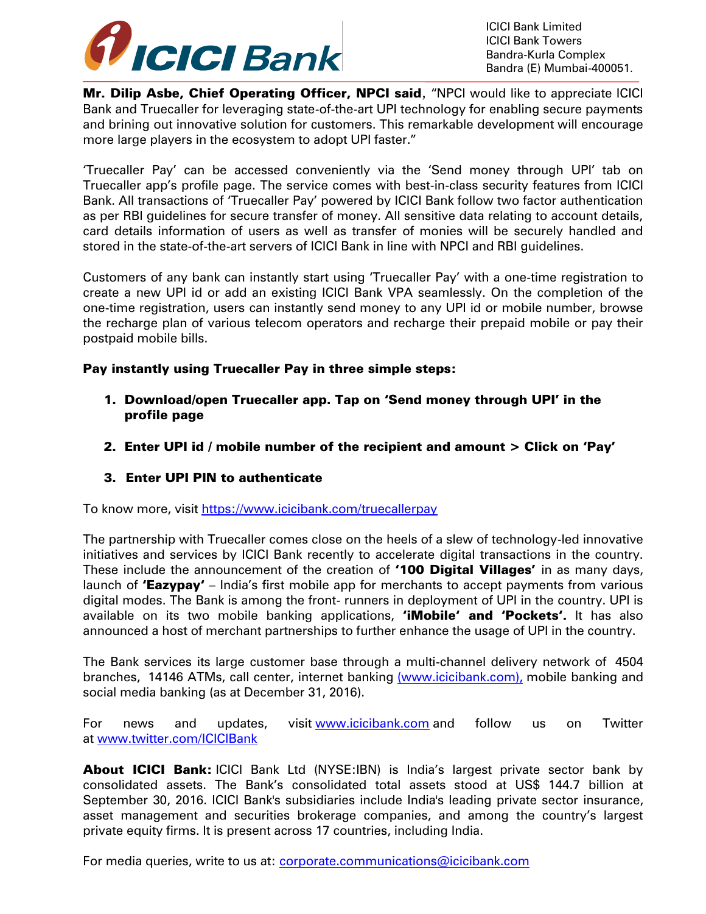**Mr. Dilip Asbe, Chief Operating Officer, NPCI said**, "NPCI would like to appreciate ICICI Bank and Truecaller for leveraging state-of-the-art UPI technology for enabling secure payments and brining out innovative solution for customers. This remarkable development will encourage more large players in the ecosystem to adopt UPI faster."

'Truecaller Pay' can be accessed conveniently via the 'Send money through UPI' tab on Truecaller app's profile page. The service comes with best-in-class security features from ICICI Bank. All transactions of 'Truecaller Pay' powered by ICICI Bank follow two factor authentication as per RBI guidelines for secure transfer of money. All sensitive data relating to account details, card details information of users as well as transfer of monies will be securely handled and stored in the state-of-the-art servers of ICICI Bank in line with NPCI and RBI guidelines.

Customers of any bank can instantly start using 'Truecaller Pay' with a one-time registration to create a new UPI id or add an existing ICICI Bank VPA seamlessly. On the completion of the one-time registration, users can instantly send money to any UPI id or mobile number, browse the recharge plan of various telecom operators and recharge their prepaid mobile or pay their postpaid mobile bills.

**Pay instantly using Truecaller Pay in three simple steps:**

1. **Download/open Truecaller app. Tap on 'Send money through UPI' in the profile page**
2. **Enter UPI id / mobile number of the recipient and amount > Click on 'Pay'**
3. **Enter UPI PIN to authenticate**

To know more, visit https://www.icicibank.com/truecallerpay

The partnership with Truecaller comes close on the heels of a slew of technology-led innovative initiatives and services by ICICI Bank recently to accelerate digital transactions in the country. These include the announcement of the creation of **'100 Digital Villages'** in as many days, launch of **'Eazypay'** – India's first mobile app for merchants to accept payments from various digital modes. The Bank is among the front- runners in deployment of UPI in the country. UPI is available on its two mobile banking applications, **'iMobile' and 'Pockets'.** It has also announced a host of merchant partnerships to further enhance the usage of UPI in the country.

The Bank services its large customer base through a multi-channel delivery network of 4504 branches, 14146 ATMs, call center, internet banking (www.icicibank.com), mobile banking and social media banking (as at December 31, 2016).

For news and updates, visit www.icicibank.com and follow us on Twitter at www.twitter.com/ICICIBank

**About ICICI Bank:** ICICI Bank Ltd (NYSE:IBN) is India's largest private sector bank by consolidated assets. The Bank's consolidated total assets stood at US$ 144.7 billion at September 30, 2016. ICICI Bank's subsidiaries include India's leading private sector insurance, asset management and securities brokerage companies, and among the country's largest private equity firms. It is present across 17 countries, including India.

For media queries, write to us at: corporate.communications@icicibank.com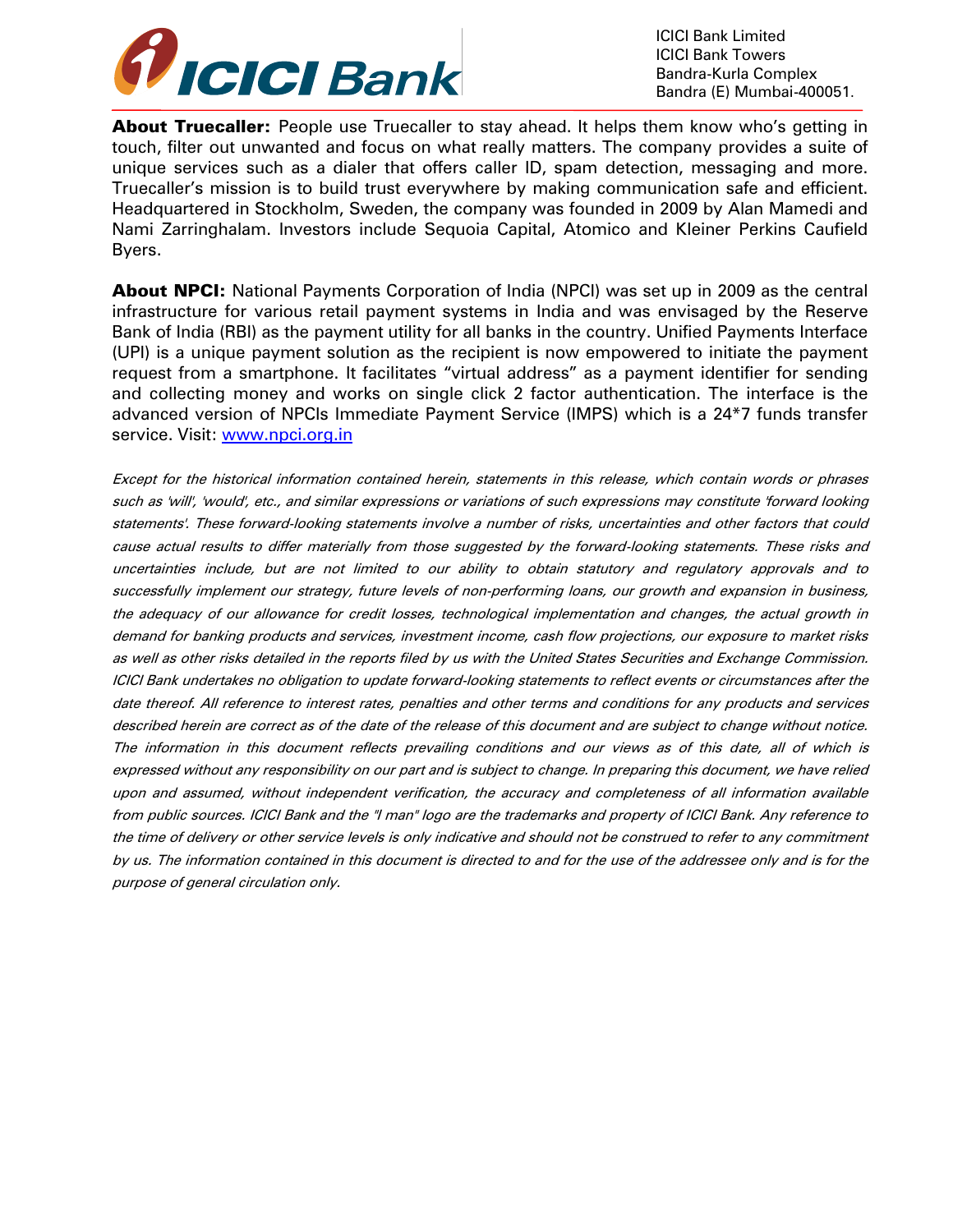**About Truecaller:** People use Truecaller to stay ahead. It helps them know who's getting in touch, filter out unwanted and focus on what really matters. The company provides a suite of unique services such as a dialer that offers caller ID, spam detection, messaging and more. Truecaller's mission is to build trust everywhere by making communication safe and efficient. Headquartered in Stockholm, Sweden, the company was founded in 2009 by Alan Mamedi and Nami Zarringhalam. Investors include Sequoia Capital, Atomico and Kleiner Perkins Caufield Byers.

**About NPCI:** National Payments Corporation of India (NPCI) was set up in 2009 as the central infrastructure for various retail payment systems in India and was envisaged by the Reserve Bank of India (RBI) as the payment utility for all banks in the country. Unified Payments Interface (UPI) is a unique payment solution as the recipient is now empowered to initiate the payment request from a smartphone. It facilitates "virtual address" as a payment identifier for sending and collecting money and works on single click 2 factor authentication. The interface is the advanced version of NPCIs Immediate Payment Service (IMPS) which is a 24*7 funds transfer service. Visit: [www.npci.org.in](http://www.npci.org.in)

*Except for the historical information contained herein, statements in this release, which contain words or phrases such as 'will', 'would', etc., and similar expressions or variations of such expressions may constitute 'forward looking statements'. These forward-looking statements involve a number of risks, uncertainties and other factors that could cause actual results to differ materially from those suggested by the forward-looking statements. These risks and uncertainties include, but are not limited to our ability to obtain statutory and regulatory approvals and to successfully implement our strategy, future levels of non-performing loans, our growth and expansion in business, the adequacy of our allowance for credit losses, technological implementation and changes, the actual growth in demand for banking products and services, investment income, cash flow projections, our exposure to market risks as well as other risks detailed in the reports filed by us with the United States Securities and Exchange Commission. ICICI Bank undertakes no obligation to update forward-looking statements to reflect events or circumstances after the date thereof. All reference to interest rates, penalties and other terms and conditions for any products and services described herein are correct as of the date of the release of this document and are subject to change without notice. The information in this document reflects prevailing conditions and our views as of this date, all of which is expressed without any responsibility on our part and is subject to change. In preparing this document, we have relied upon and assumed, without independent verification, the accuracy and completeness of all information available from public sources. ICICI Bank and the "I man" logo are the trademarks and property of ICICI Bank. Any reference to the time of delivery or other service levels is only indicative and should not be construed to refer to any commitment by us. The information contained in this document is directed to and for the use of the addressee only and is for the purpose of general circulation only.*